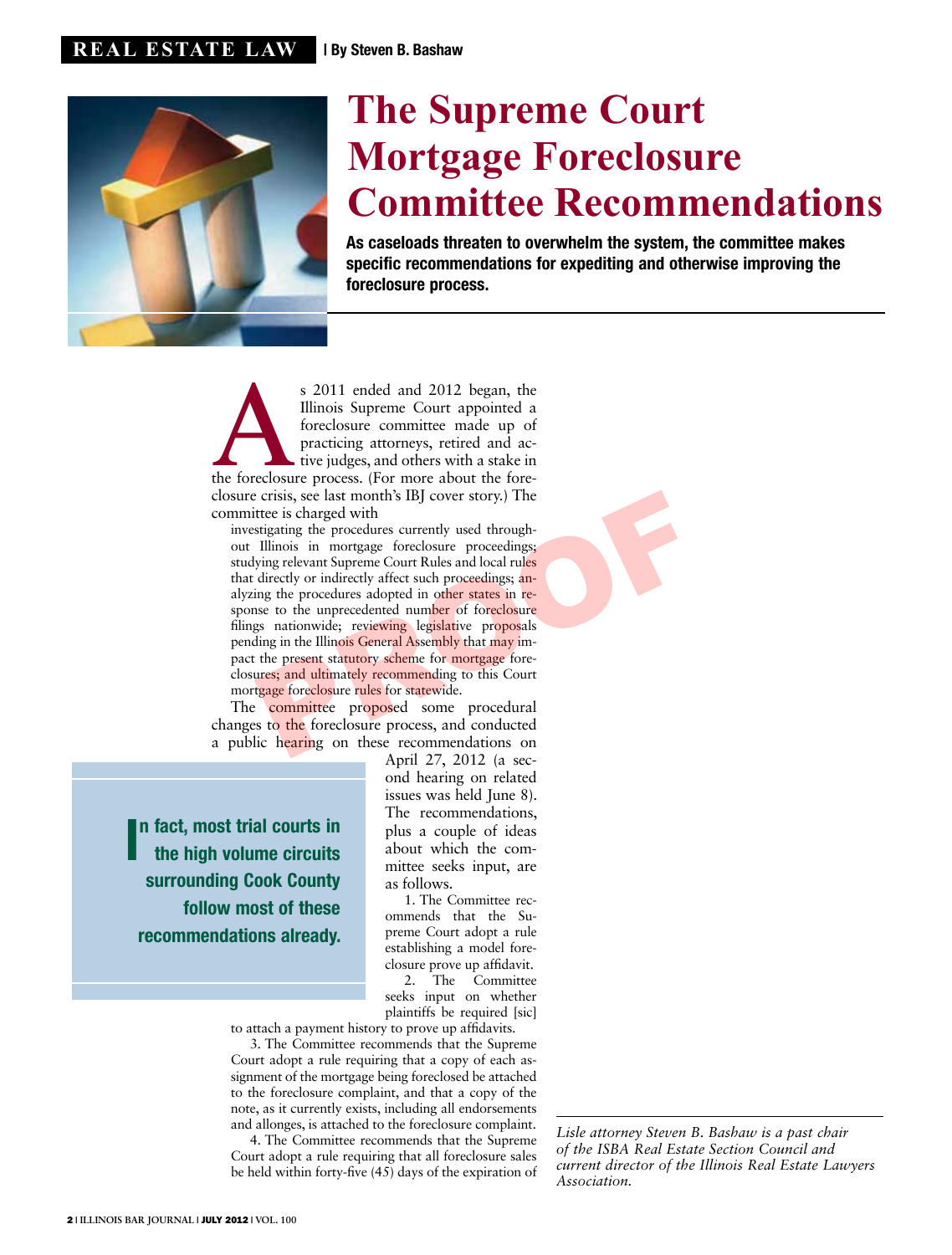REAL ESTATE LAW | By Steven B. Bashaw

# The Supreme Court Mortgage Foreclosure Committee Recommendations

**As caseloads threaten to overwhelm the system, the committee makes specific recommendations for expediting and otherwise improving the foreclosure process.**

As 2011 ended and 2012 began, the Illinois Supreme Court appointed a foreclosure committee made up of practicing attorneys, retired and active judges, and others with a stake in the foreclosure process. (For more about the foreclosure crisis, see last month's IBJ cover story.) The committee is charged with

> investigating the procedures currently used throughout Illinois in mortgage foreclosure proceedings; studying relevant Supreme Court Rules and local rules that directly or indirectly affect such proceedings; analyzing the procedures adopted in other states in response to the unprecedented number of foreclosure filings nationwide; reviewing legislative proposals pending in the Illinois General Assembly that may impact the present statutory scheme for mortgage foreclosures; and ultimately recommending to this Court mortgage foreclosure rules for statewide.

The committee proposed some procedural changes to the foreclosure process, and conducted a public hearing on these recommendations on April 27, 2012 (a second hearing on related issues was held June 8). The recommendations, plus a couple of ideas about which the committee seeks input, are as follows.

> **In fact, most trial courts in the high volume circuits surrounding Cook County follow most of these recommendations already.**

1. The Committee recommends that the Supreme Court adopt a rule establishing a model foreclosure prove up affidavit.

2. The Committee seeks input on whether plaintiffs be required [sic] to attach a payment history to prove up affidavits.

3. The Committee recommends that the Supreme Court adopt a rule requiring that a copy of each assignment of the mortgage being foreclosed be attached to the foreclosure complaint, and that a copy of the note, as it currently exists, including all endorsements and allonges, is attached to the foreclosure complaint.

4. The Committee recommends that the Supreme Court adopt a rule requiring that all foreclosure sales be held within forty-five (45) days of the expiration of

*Lisle attorney Steven B. Bashaw is a past chair of the ISBA Real Estate Section Council and current director of the Illinois Real Estate Lawyers Association.*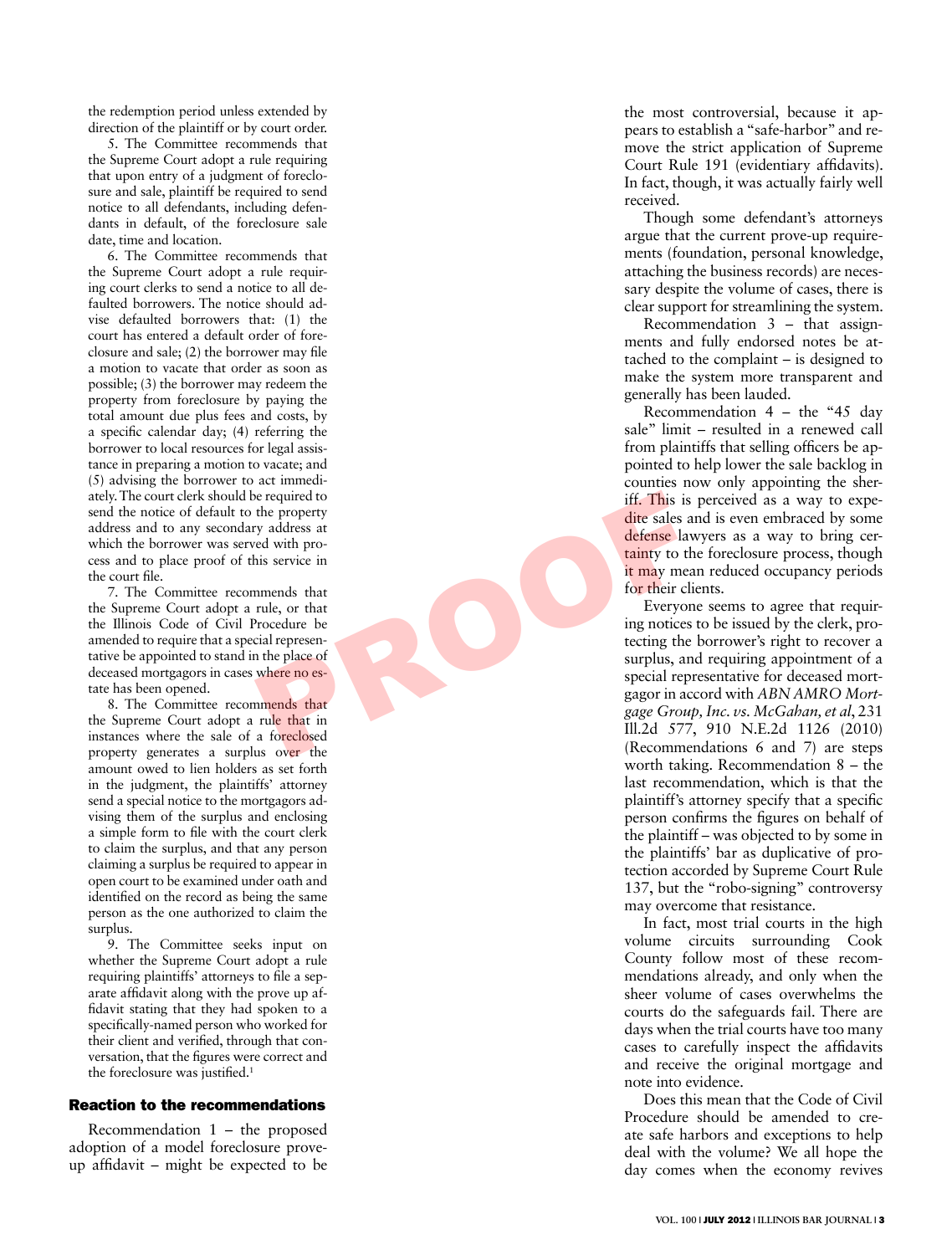the redemption period unless extended by direction of the plaintiff or by court order.

5. The Committee recommends that the Supreme Court adopt a rule requiring that upon entry of a judgment of foreclosure and sale, plaintiff be required to send notice to all defendants, including defendants in default, of the foreclosure sale date, time and location.

6. The Committee recommends that the Supreme Court adopt a rule requiring court clerks to send a notice to all defaulted borrowers. The notice should advise defaulted borrowers that: (1) the court has entered a default order of foreclosure and sale; (2) the borrower may file a motion to vacate that order as soon as possible; (3) the borrower may redeem the property from foreclosure by paying the total amount due plus fees and costs, by a specific calendar day; (4) referring the borrower to local resources for legal assistance in preparing a motion to vacate; and (5) advising the borrower to act immediately. The court clerk should be required to send the notice of default to the property address and to any secondary address at which the borrower was served with process and to place proof of this service in the court file.

7. The Committee recommends that the Supreme Court adopt a rule, or that the Illinois Code of Civil Procedure be amended to require that a special representative be appointed to stand in the place of deceased mortgagors in cases where no estate has been opened.

8. The Committee recommends that the Supreme Court adopt a rule that in instances where the sale of a foreclosed property generates a surplus over the amount owed to lien holders as set forth in the judgment, the plaintiffs' attorney send a special notice to the mortgagors advising them of the surplus and enclosing a simple form to file with the court clerk to claim the surplus, and that any person claiming a surplus be required to appear in open court to be examined under oath and identified on the record as being the same person as the one authorized to claim the surplus.

9. The Committee seeks input on whether the Supreme Court adopt a rule requiring plaintiffs' attorneys to file a separate affidavit along with the prove up affidavit stating that they had spoken to a specifically-named person who worked for their client and verified, through that conversation, that the figures were correct and the foreclosure was justified.[1]

## Reaction to the recommendations

Recommendation 1 – the proposed adoption of a model foreclosure prove-up affidavit – might be expected to be the most controversial, because it appears to establish a "safe-harbor" and remove the strict application of Supreme Court Rule 191 (evidentiary affidavits). In fact, though, it was actually fairly well received.

Though some defendant's attorneys argue that the current prove-up requirements (foundation, personal knowledge, attaching the business records) are necessary despite the volume of cases, there is clear support for streamlining the system.

Recommendation 3 – that assignments and fully endorsed notes be attached to the complaint – is designed to make the system more transparent and generally has been lauded.

Recommendation 4 – the "45 day sale" limit – resulted in a renewed call from plaintiffs that selling officers be appointed to help lower the sale backlog in counties now only appointing the sheriff. This is perceived as a way to expedite sales and is even embraced by some defense lawyers as a way to bring certainty to the foreclosure process, though it may mean reduced occupancy periods for their clients.

Everyone seems to agree that requiring notices to be issued by the clerk, protecting the borrower's right to recover a surplus, and requiring appointment of a special representative for deceased mortgagor in accord with *ABN AMRO Mortgage Group, Inc. vs. McGahan, et al*, 231 Ill.2d 577, 910 N.E.2d 1126 (2010) (Recommendations 6 and 7) are steps worth taking. Recommendation 8 – the last recommendation, which is that the plaintiff's attorney specify that a specific person confirms the figures on behalf of the plaintiff – was objected to by some in the plaintiffs' bar as duplicative of protection accorded by Supreme Court Rule 137, but the "robo-signing" controversy may overcome that resistance.

In fact, most trial courts in the high volume circuits surrounding Cook County follow most of these recommendations already, and only when the sheer volume of cases overwhelms the courts do the safeguards fail. There are days when the trial courts have too many cases to carefully inspect the affidavits and receive the original mortgage and note into evidence.

Does this mean that the Code of Civil Procedure should be amended to create safe harbors and exceptions to help deal with the volume? We all hope the day comes when the economy revives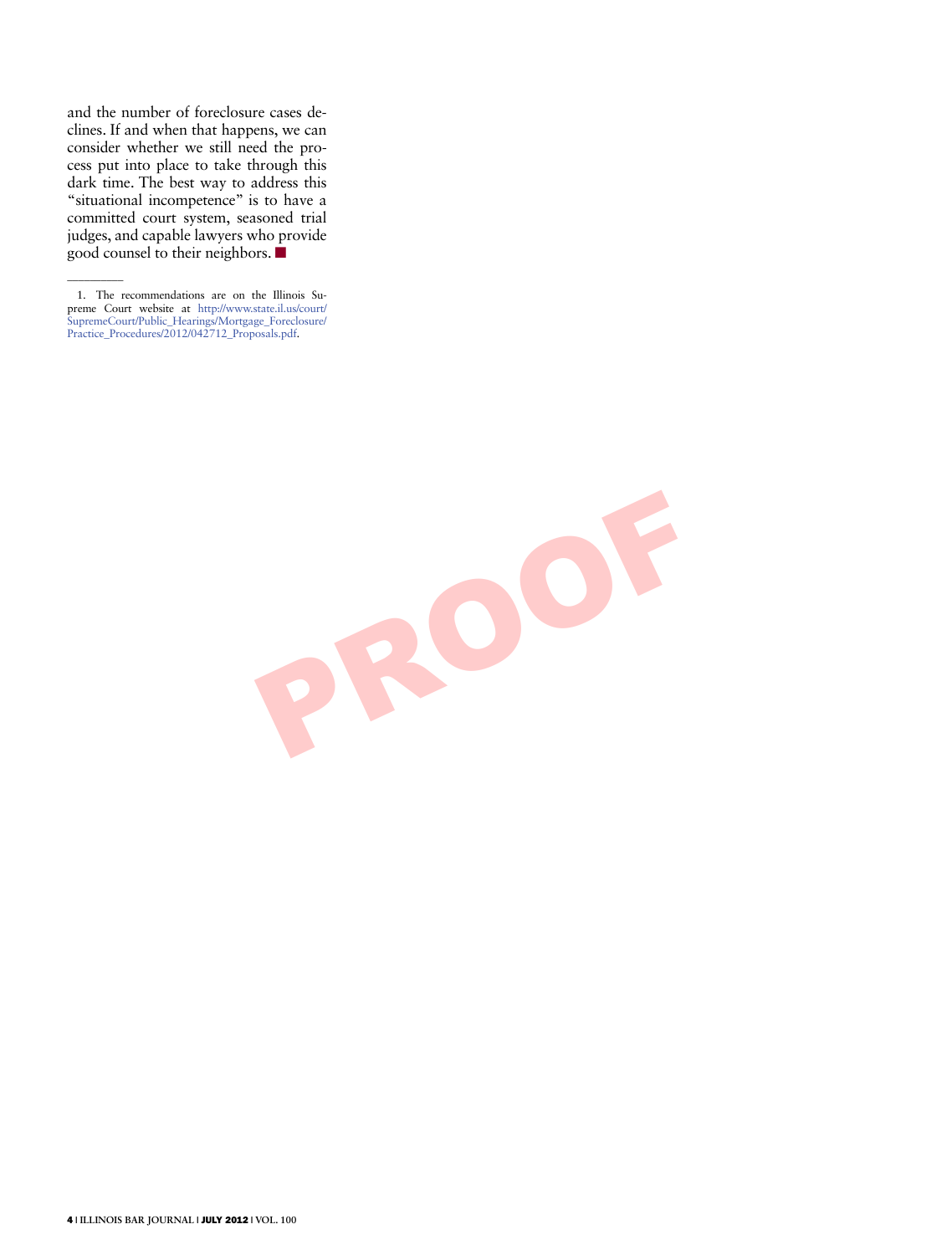and the number of foreclosure cases declines. If and when that happens, we can consider whether we still need the process put into place to take through this dark time. The best way to address this "situational incompetence" is to have a committed court system, seasoned trial judges, and capable lawyers who provide good counsel to their neighbors. ■

---

1. The recommendations are on the Illinois Supreme Court website at http://www.state.il.us/court/SupremeCourt/Public_Hearings/Mortgage_Foreclosure/Practice_Procedures/2012/042712_Proposals.pdf.